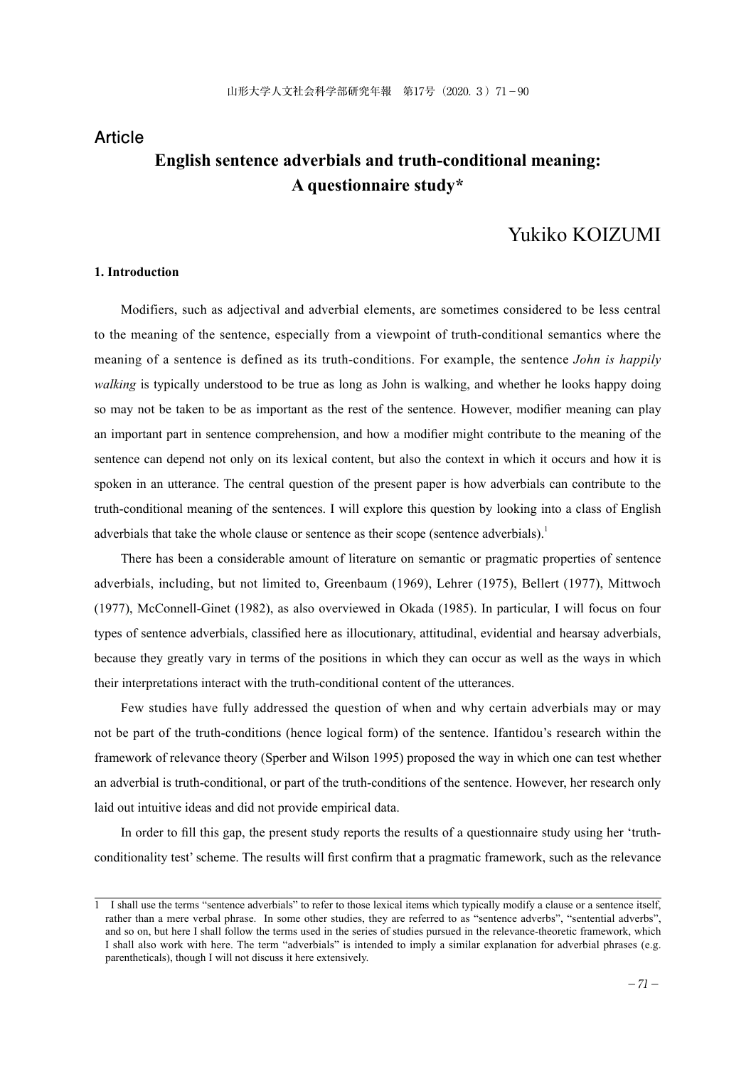Article

# English sentence adverbials and truth-conditional meaning: A questionnaire study*

Yukiko KOIZUMI

## 1. Introduction

Modifiers, such as adjectival and adverbial elements, are sometimes considered to be less central to the meaning of the sentence, especially from a viewpoint of truth-conditional semantics where the meaning of a sentence is defined as its truth-conditions. For example, the sentence *John is happily walking* is typically understood to be true as long as John is walking, and whether he looks happy doing so may not be taken to be as important as the rest of the sentence. However, modifier meaning can play an important part in sentence comprehension, and how a modifier might contribute to the meaning of the sentence can depend not only on its lexical content, but also the context in which it occurs and how it is spoken in an utterance. The central question of the present paper is how adverbials can contribute to the truth-conditional meaning of the sentences. I will explore this question by looking into a class of English adverbials that take the whole clause or sentence as their scope (sentence adverbials).[1]

There has been a considerable amount of literature on semantic or pragmatic properties of sentence adverbials, including, but not limited to, Greenbaum (1969), Lehrer (1975), Bellert (1977), Mittwoch (1977), McConnell-Ginet (1982), as also overviewed in Okada (1985). In particular, I will focus on four types of sentence adverbials, classified here as illocutionary, attitudinal, evidential and hearsay adverbials, because they greatly vary in terms of the positions in which they can occur as well as the ways in which their interpretations interact with the truth-conditional content of the utterances.

Few studies have fully addressed the question of when and why certain adverbials may or may not be part of the truth-conditions (hence logical form) of the sentence. Ifantidou's research within the framework of relevance theory (Sperber and Wilson 1995) proposed the way in which one can test whether an adverbial is truth-conditional, or part of the truth-conditions of the sentence. However, her research only laid out intuitive ideas and did not provide empirical data.

In order to fill this gap, the present study reports the results of a questionnaire study using her 'truth-conditionality test' scheme. The results will first confirm that a pragmatic framework, such as the relevance

---

1 I shall use the terms "sentence adverbials" to refer to those lexical items which typically modify a clause or a sentence itself, rather than a mere verbal phrase. In some other studies, they are referred to as "sentence adverbs", "sentential adverbs", and so on, but here I shall follow the terms used in the series of studies pursued in the relevance-theoretic framework, which I shall also work with here. The term "adverbials" is intended to imply a similar explanation for adverbial phrases (e.g. parentheticals), though I will not discuss it here extensively.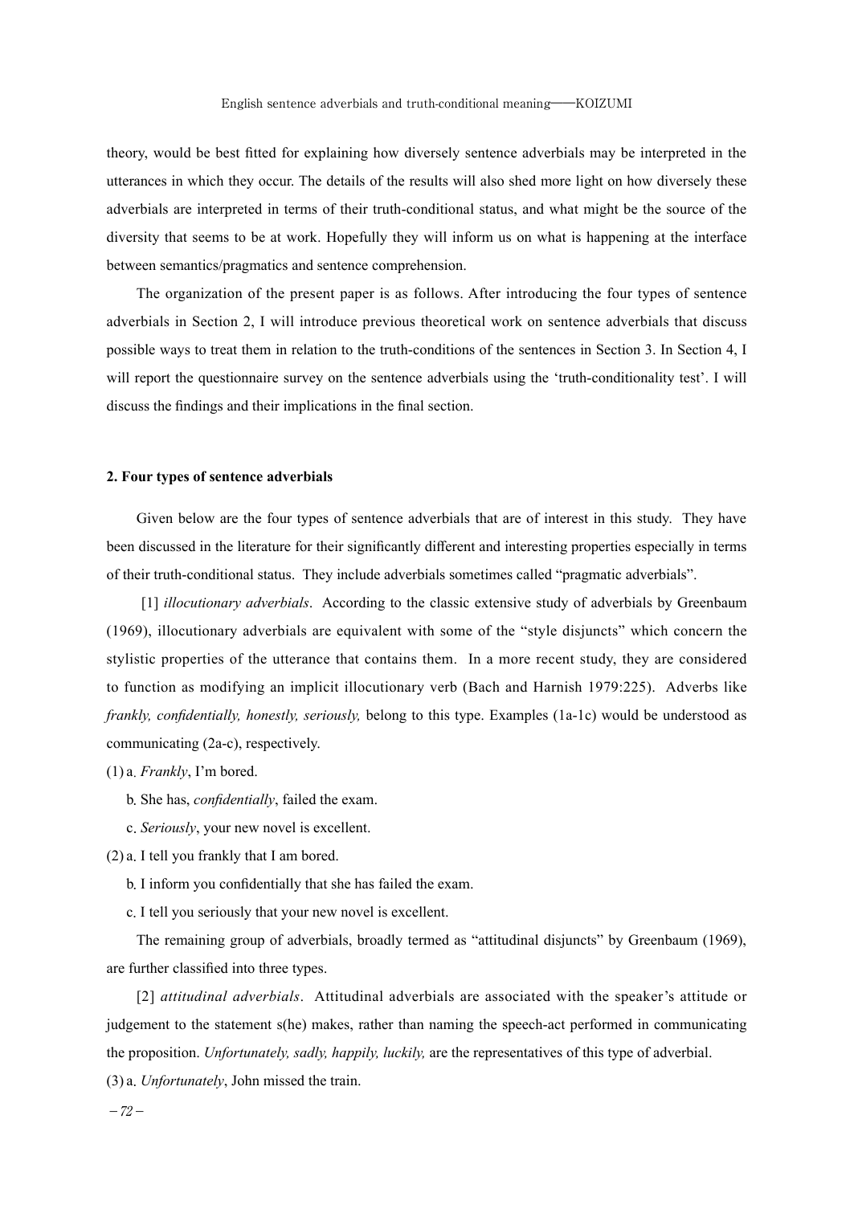theory, would be best fitted for explaining how diversely sentence adverbials may be interpreted in the utterances in which they occur. The details of the results will also shed more light on how diversely these adverbials are interpreted in terms of their truth-conditional status, and what might be the source of the diversity that seems to be at work. Hopefully they will inform us on what is happening at the interface between semantics/pragmatics and sentence comprehension.

The organization of the present paper is as follows. After introducing the four types of sentence adverbials in Section 2, I will introduce previous theoretical work on sentence adverbials that discuss possible ways to treat them in relation to the truth-conditions of the sentences in Section 3. In Section 4, I will report the questionnaire survey on the sentence adverbials using the 'truth-conditionality test'. I will discuss the findings and their implications in the final section.

## 2. Four types of sentence adverbials

Given below are the four types of sentence adverbials that are of interest in this study. They have been discussed in the literature for their significantly different and interesting properties especially in terms of their truth-conditional status. They include adverbials sometimes called "pragmatic adverbials".

[1] *illocutionary adverbials*. According to the classic extensive study of adverbials by Greenbaum (1969), illocutionary adverbials are equivalent with some of the "style disjuncts" which concern the stylistic properties of the utterance that contains them. In a more recent study, they are considered to function as modifying an implicit illocutionary verb (Bach and Harnish 1979:225). Adverbs like *frankly, confidentially, honestly, seriously,* belong to this type. Examples (1a-1c) would be understood as communicating (2a-c), respectively.

(1) a. *Frankly*, I'm bored.

b. She has, *confidentially*, failed the exam.

c. *Seriously*, your new novel is excellent.

(2) a. I tell you frankly that I am bored.

b. I inform you confidentially that she has failed the exam.

c. I tell you seriously that your new novel is excellent.

The remaining group of adverbials, broadly termed as "attitudinal disjuncts" by Greenbaum (1969), are further classified into three types.

[2] *attitudinal adverbials*. Attitudinal adverbials are associated with the speaker's attitude or judgement to the statement s(he) makes, rather than naming the speech-act performed in communicating the proposition. *Unfortunately, sadly, happily, luckily,* are the representatives of this type of adverbial.

(3) a. *Unfortunately*, John missed the train.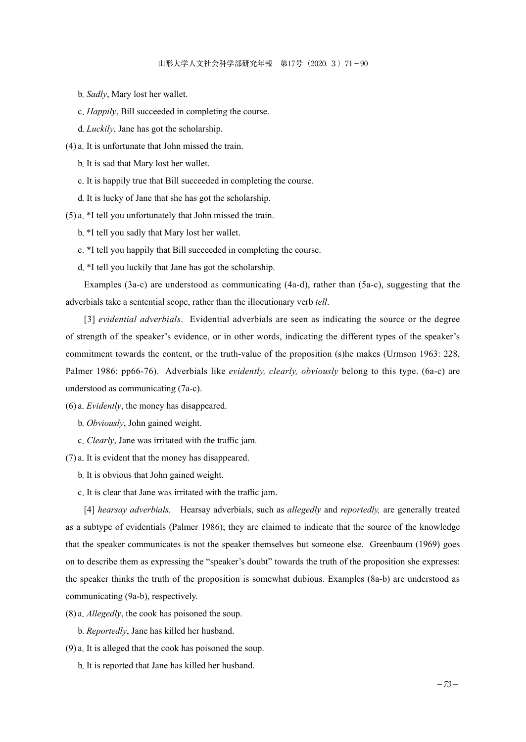b. *Sadly*, Mary lost her wallet.

c. *Happily*, Bill succeeded in completing the course.

d. *Luckily*, Jane has got the scholarship.

(4) a. It is unfortunate that John missed the train.

b. It is sad that Mary lost her wallet.

c. It is happily true that Bill succeeded in completing the course.

d. It is lucky of Jane that she has got the scholarship.

(5) a. *I tell you unfortunately that John missed the train.

b. *I tell you sadly that Mary lost her wallet.

c. *I tell you happily that Bill succeeded in completing the course.

d. *I tell you luckily that Jane has got the scholarship.

Examples (3a-c) are understood as communicating (4a-d), rather than (5a-c), suggesting that the adverbials take a sentential scope, rather than the illocutionary verb *tell*.

[3] *evidential adverbials*. Evidential adverbials are seen as indicating the source or the degree of strength of the speaker's evidence, or in other words, indicating the different types of the speaker's commitment towards the content, or the truth-value of the proposition (s)he makes (Urmson 1963: 228, Palmer 1986: pp66-76). Adverbials like *evidently, clearly, obviously* belong to this type. (6a-c) are understood as communicating (7a-c).

(6) a. *Evidently*, the money has disappeared.

b. *Obviously*, John gained weight.

c. *Clearly*, Jane was irritated with the traffic jam.

(7) a. It is evident that the money has disappeared.

b. It is obvious that John gained weight.

c. It is clear that Jane was irritated with the traffic jam.

[4] *hearsay adverbials.* Hearsay adverbials, such as *allegedly* and *reportedly,* are generally treated as a subtype of evidentials (Palmer 1986); they are claimed to indicate that the source of the knowledge that the speaker communicates is not the speaker themselves but someone else. Greenbaum (1969) goes on to describe them as expressing the "speaker's doubt" towards the truth of the proposition she expresses: the speaker thinks the truth of the proposition is somewhat dubious. Examples (8a-b) are understood as communicating (9a-b), respectively.

(8) a. *Allegedly*, the cook has poisoned the soup.

b. *Reportedly*, Jane has killed her husband.

(9) a. It is alleged that the cook has poisoned the soup.

b. It is reported that Jane has killed her husband.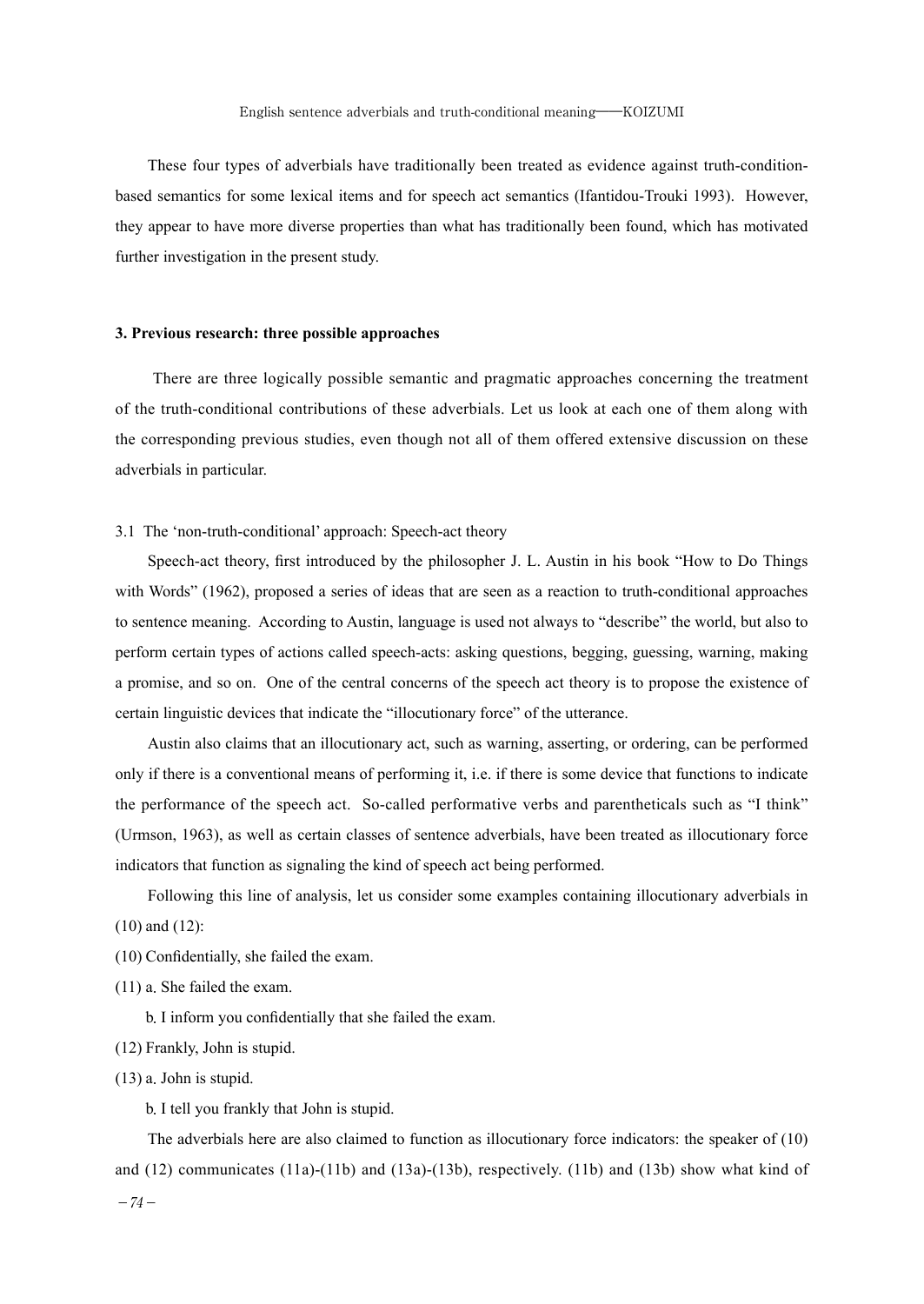These four types of adverbials have traditionally been treated as evidence against truth-condition-based semantics for some lexical items and for speech act semantics (Ifantidou-Trouki 1993). However, they appear to have more diverse properties than what has traditionally been found, which has motivated further investigation in the present study.

## 3. Previous research: three possible approaches

There are three logically possible semantic and pragmatic approaches concerning the treatment of the truth-conditional contributions of these adverbials. Let us look at each one of them along with the corresponding previous studies, even though not all of them offered extensive discussion on these adverbials in particular.

### 3.1 The 'non-truth-conditional' approach: Speech-act theory

Speech-act theory, first introduced by the philosopher J. L. Austin in his book "How to Do Things with Words" (1962), proposed a series of ideas that are seen as a reaction to truth-conditional approaches to sentence meaning. According to Austin, language is used not always to "describe" the world, but also to perform certain types of actions called speech-acts: asking questions, begging, guessing, warning, making a promise, and so on. One of the central concerns of the speech act theory is to propose the existence of certain linguistic devices that indicate the "illocutionary force" of the utterance.

Austin also claims that an illocutionary act, such as warning, asserting, or ordering, can be performed only if there is a conventional means of performing it, i.e. if there is some device that functions to indicate the performance of the speech act. So-called performative verbs and parentheticals such as "I think" (Urmson, 1963), as well as certain classes of sentence adverbials, have been treated as illocutionary force indicators that function as signaling the kind of speech act being performed.

Following this line of analysis, let us consider some examples containing illocutionary adverbials in (10) and (12):

(10) Confidentially, she failed the exam.

(11) a. She failed the exam.

  b. I inform you confidentially that she failed the exam.

(12) Frankly, John is stupid.

(13) a. John is stupid.

  b. I tell you frankly that John is stupid.

The adverbials here are also claimed to function as illocutionary force indicators: the speaker of (10) and (12) communicates (11a)-(11b) and (13a)-(13b), respectively. (11b) and (13b) show what kind of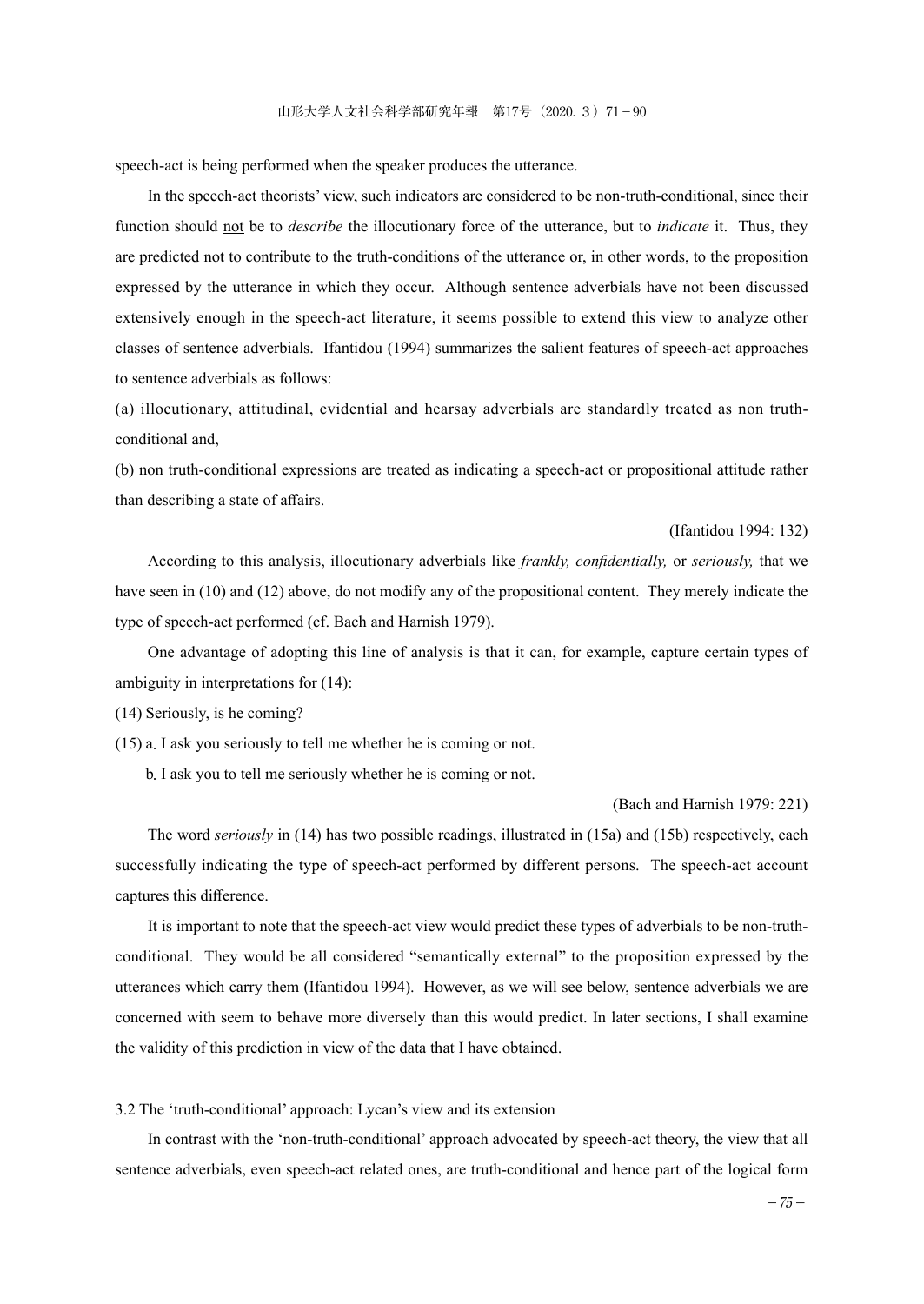speech-act is being performed when the speaker produces the utterance.

In the speech-act theorists' view, such indicators are considered to be non-truth-conditional, since their function should <u>not</u> be to *describe* the illocutionary force of the utterance, but to *indicate* it. Thus, they are predicted not to contribute to the truth-conditions of the utterance or, in other words, to the proposition expressed by the utterance in which they occur. Although sentence adverbials have not been discussed extensively enough in the speech-act literature, it seems possible to extend this view to analyze other classes of sentence adverbials. Ifantidou (1994) summarizes the salient features of speech-act approaches to sentence adverbials as follows:

(a) illocutionary, attitudinal, evidential and hearsay adverbials are standardly treated as non truth-conditional and,

(b) non truth-conditional expressions are treated as indicating a speech-act or propositional attitude rather than describing a state of affairs.

(Ifantidou 1994: 132)

According to this analysis, illocutionary adverbials like *frankly, confidentially,* or *seriously,* that we have seen in (10) and (12) above, do not modify any of the propositional content. They merely indicate the type of speech-act performed (cf. Bach and Harnish 1979).

One advantage of adopting this line of analysis is that it can, for example, capture certain types of ambiguity in interpretations for (14):

(14) Seriously, is he coming?

(15) a. I ask you seriously to tell me whether he is coming or not.

b. I ask you to tell me seriously whether he is coming or not.

(Bach and Harnish 1979: 221)

The word *seriously* in (14) has two possible readings, illustrated in (15a) and (15b) respectively, each successfully indicating the type of speech-act performed by different persons. The speech-act account captures this difference.

It is important to note that the speech-act view would predict these types of adverbials to be non-truth-conditional. They would be all considered "semantically external" to the proposition expressed by the utterances which carry them (Ifantidou 1994). However, as we will see below, sentence adverbials we are concerned with seem to behave more diversely than this would predict. In later sections, I shall examine the validity of this prediction in view of the data that I have obtained.

### 3.2 The 'truth-conditional' approach: Lycan's view and its extension

In contrast with the 'non-truth-conditional' approach advocated by speech-act theory, the view that all sentence adverbials, even speech-act related ones, are truth-conditional and hence part of the logical form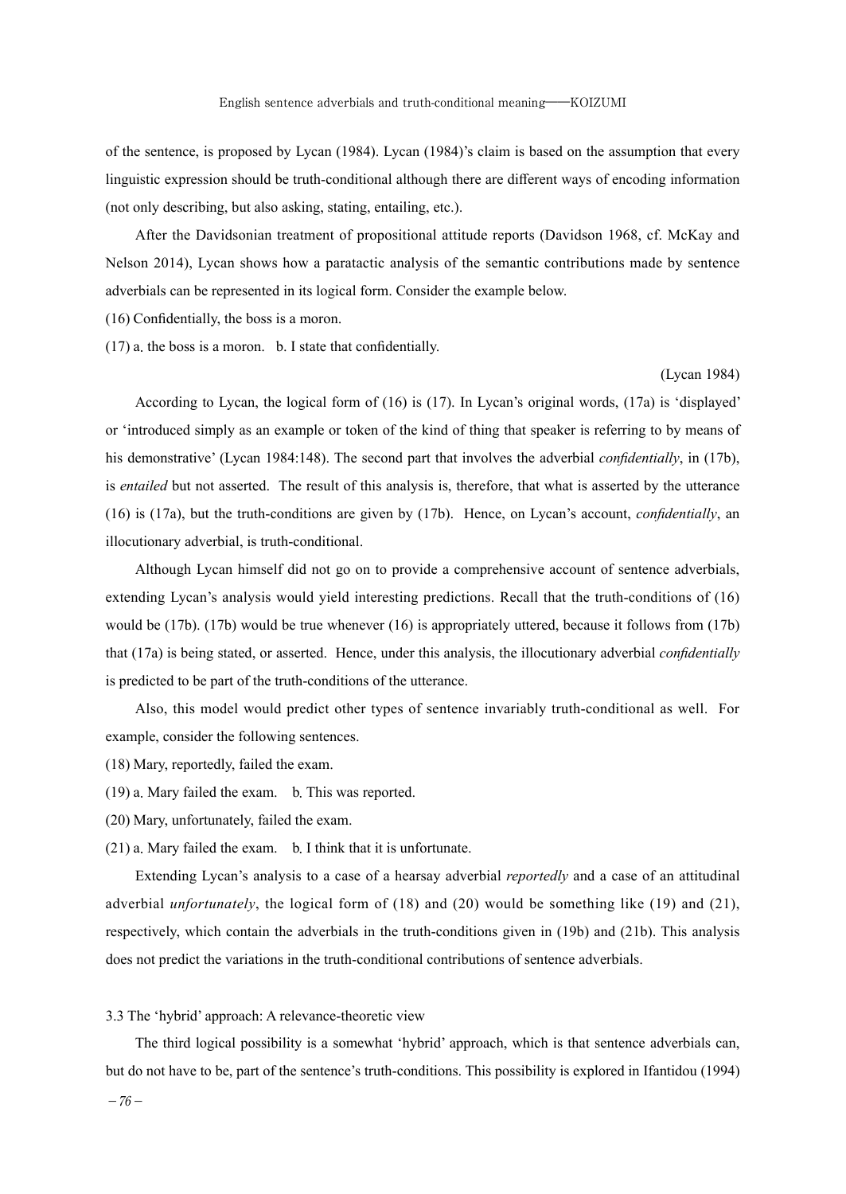of the sentence, is proposed by Lycan (1984). Lycan (1984)'s claim is based on the assumption that every linguistic expression should be truth-conditional although there are different ways of encoding information (not only describing, but also asking, stating, entailing, etc.).

After the Davidsonian treatment of propositional attitude reports (Davidson 1968, cf. McKay and Nelson 2014), Lycan shows how a paratactic analysis of the semantic contributions made by sentence adverbials can be represented in its logical form. Consider the example below.

(16) Confidentially, the boss is a moron.

(17) a. the boss is a moron. b. I state that confidentially.

(Lycan 1984)

According to Lycan, the logical form of (16) is (17). In Lycan's original words, (17a) is 'displayed' or 'introduced simply as an example or token of the kind of thing that speaker is referring to by means of his demonstrative' (Lycan 1984:148). The second part that involves the adverbial *confidentially*, in (17b), is *entailed* but not asserted. The result of this analysis is, therefore, that what is asserted by the utterance (16) is (17a), but the truth-conditions are given by (17b). Hence, on Lycan's account, *confidentially*, an illocutionary adverbial, is truth-conditional.

Although Lycan himself did not go on to provide a comprehensive account of sentence adverbials, extending Lycan's analysis would yield interesting predictions. Recall that the truth-conditions of (16) would be (17b). (17b) would be true whenever (16) is appropriately uttered, because it follows from (17b) that (17a) is being stated, or asserted. Hence, under this analysis, the illocutionary adverbial *confidentially* is predicted to be part of the truth-conditions of the utterance.

Also, this model would predict other types of sentence invariably truth-conditional as well. For example, consider the following sentences.

(18) Mary, reportedly, failed the exam.

(19) a. Mary failed the exam. b. This was reported.

(20) Mary, unfortunately, failed the exam.

(21) a. Mary failed the exam. b. I think that it is unfortunate.

Extending Lycan's analysis to a case of a hearsay adverbial *reportedly* and a case of an attitudinal adverbial *unfortunately*, the logical form of (18) and (20) would be something like (19) and (21), respectively, which contain the adverbials in the truth-conditions given in (19b) and (21b). This analysis does not predict the variations in the truth-conditional contributions of sentence adverbials.

### 3.3 The 'hybrid' approach: A relevance-theoretic view

The third logical possibility is a somewhat 'hybrid' approach, which is that sentence adverbials can, but do not have to be, part of the sentence's truth-conditions. This possibility is explored in Ifantidou (1994)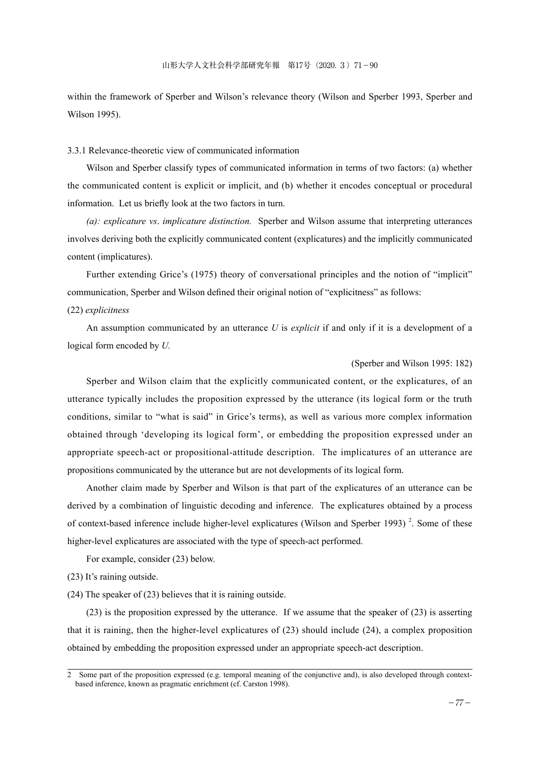within the framework of Sperber and Wilson's relevance theory (Wilson and Sperber 1993, Sperber and Wilson 1995).

### 3.3.1 Relevance-theoretic view of communicated information

Wilson and Sperber classify types of communicated information in terms of two factors: (a) whether the communicated content is explicit or implicit, and (b) whether it encodes conceptual or procedural information. Let us briefly look at the two factors in turn.

*(a): explicature vs. implicature distinction.* Sperber and Wilson assume that interpreting utterances involves deriving both the explicitly communicated content (explicatures) and the implicitly communicated content (implicatures).

Further extending Grice's (1975) theory of conversational principles and the notion of "implicit" communication, Sperber and Wilson defined their original notion of "explicitness" as follows:

(22) *explicitness*

An assumption communicated by an utterance *U* is *explicit* if and only if it is a development of a logical form encoded by *U.*

(Sperber and Wilson 1995: 182)

Sperber and Wilson claim that the explicitly communicated content, or the explicatures, of an utterance typically includes the proposition expressed by the utterance (its logical form or the truth conditions, similar to "what is said" in Grice's terms), as well as various more complex information obtained through 'developing its logical form', or embedding the proposition expressed under an appropriate speech-act or propositional-attitude description. The implicatures of an utterance are propositions communicated by the utterance but are not developments of its logical form.

Another claim made by Sperber and Wilson is that part of the explicatures of an utterance can be derived by a combination of linguistic decoding and inference. The explicatures obtained by a process of context-based inference include higher-level explicatures (Wilson and Sperber 1993) [2]. Some of these higher-level explicatures are associated with the type of speech-act performed.

For example, consider (23) below.

(23) It's raining outside.

(24) The speaker of (23) believes that it is raining outside.

(23) is the proposition expressed by the utterance. If we assume that the speaker of (23) is asserting that it is raining, then the higher-level explicatures of (23) should include (24), a complex proposition obtained by embedding the proposition expressed under an appropriate speech-act description.

---

2 Some part of the proposition expressed (e.g. temporal meaning of the conjunctive and), is also developed through context-based inference, known as pragmatic enrichment (cf. Carston 1998).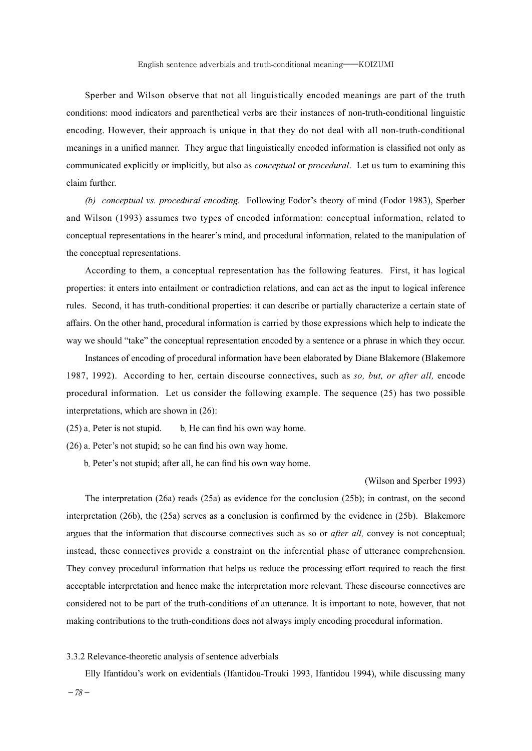Sperber and Wilson observe that not all linguistically encoded meanings are part of the truth conditions: mood indicators and parenthetical verbs are their instances of non-truth-conditional linguistic encoding. However, their approach is unique in that they do not deal with all non-truth-conditional meanings in a unified manner. They argue that linguistically encoded information is classified not only as communicated explicitly or implicitly, but also as *conceptual* or *procedural*. Let us turn to examining this claim further.

*(b) conceptual vs. procedural encoding.* Following Fodor's theory of mind (Fodor 1983), Sperber and Wilson (1993) assumes two types of encoded information: conceptual information, related to conceptual representations in the hearer's mind, and procedural information, related to the manipulation of the conceptual representations.

According to them, a conceptual representation has the following features. First, it has logical properties: it enters into entailment or contradiction relations, and can act as the input to logical inference rules. Second, it has truth-conditional properties: it can describe or partially characterize a certain state of affairs. On the other hand, procedural information is carried by those expressions which help to indicate the way we should "take" the conceptual representation encoded by a sentence or a phrase in which they occur.

Instances of encoding of procedural information have been elaborated by Diane Blakemore (Blakemore 1987, 1992). According to her, certain discourse connectives, such as *so, but, or after all,* encode procedural information. Let us consider the following example. The sequence (25) has two possible interpretations, which are shown in (26):

(25) a. Peter is not stupid. b. He can find his own way home.

(26) a. Peter's not stupid; so he can find his own way home.

b. Peter's not stupid; after all, he can find his own way home.

(Wilson and Sperber 1993)

The interpretation (26a) reads (25a) as evidence for the conclusion (25b); in contrast, on the second interpretation (26b), the (25a) serves as a conclusion is confirmed by the evidence in (25b). Blakemore argues that the information that discourse connectives such as so or *after all,* convey is not conceptual; instead, these connectives provide a constraint on the inferential phase of utterance comprehension. They convey procedural information that helps us reduce the processing effort required to reach the first acceptable interpretation and hence make the interpretation more relevant. These discourse connectives are considered not to be part of the truth-conditions of an utterance. It is important to note, however, that not making contributions to the truth-conditions does not always imply encoding procedural information.

### 3.3.2 Relevance-theoretic analysis of sentence adverbials

Elly Ifantidou's work on evidentials (Ifantidou-Trouki 1993, Ifantidou 1994), while discussing many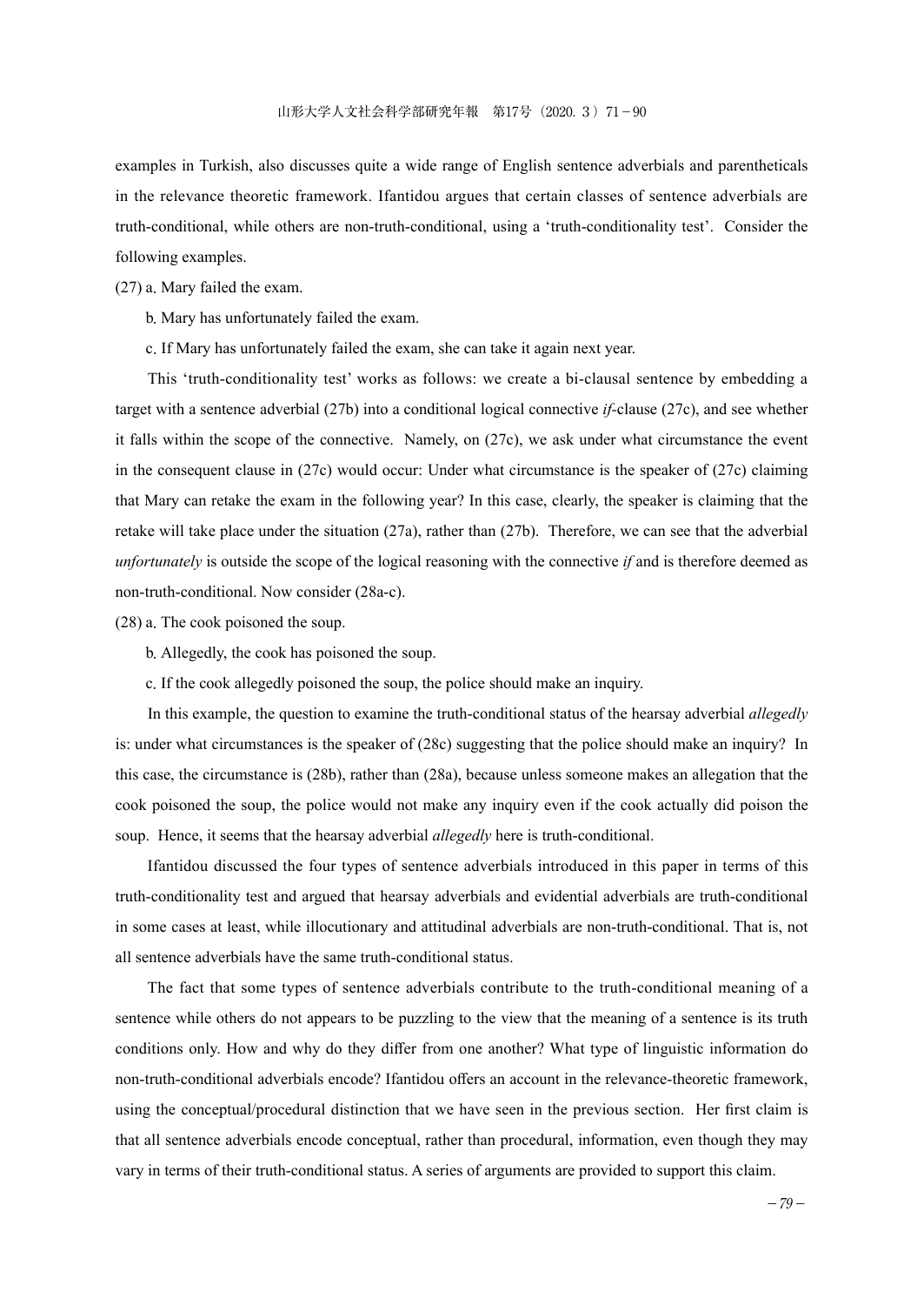examples in Turkish, also discusses quite a wide range of English sentence adverbials and parentheticals in the relevance theoretic framework. Ifantidou argues that certain classes of sentence adverbials are truth-conditional, while others are non-truth-conditional, using a 'truth-conditionality test'. Consider the following examples.

(27) a. Mary failed the exam.

b. Mary has unfortunately failed the exam.

c. If Mary has unfortunately failed the exam, she can take it again next year.

This 'truth-conditionality test' works as follows: we create a bi-clausal sentence by embedding a target with a sentence adverbial (27b) into a conditional logical connective *if*-clause (27c), and see whether it falls within the scope of the connective. Namely, on (27c), we ask under what circumstance the event in the consequent clause in (27c) would occur: Under what circumstance is the speaker of (27c) claiming that Mary can retake the exam in the following year? In this case, clearly, the speaker is claiming that the retake will take place under the situation (27a), rather than (27b). Therefore, we can see that the adverbial *unfortunately* is outside the scope of the logical reasoning with the connective *if* and is therefore deemed as non-truth-conditional. Now consider (28a-c).

(28) a. The cook poisoned the soup.

b. Allegedly, the cook has poisoned the soup.

c. If the cook allegedly poisoned the soup, the police should make an inquiry.

In this example, the question to examine the truth-conditional status of the hearsay adverbial *allegedly* is: under what circumstances is the speaker of (28c) suggesting that the police should make an inquiry? In this case, the circumstance is (28b), rather than (28a), because unless someone makes an allegation that the cook poisoned the soup, the police would not make any inquiry even if the cook actually did poison the soup. Hence, it seems that the hearsay adverbial *allegedly* here is truth-conditional.

Ifantidou discussed the four types of sentence adverbials introduced in this paper in terms of this truth-conditionality test and argued that hearsay adverbials and evidential adverbials are truth-conditional in some cases at least, while illocutionary and attitudinal adverbials are non-truth-conditional. That is, not all sentence adverbials have the same truth-conditional status.

The fact that some types of sentence adverbials contribute to the truth-conditional meaning of a sentence while others do not appears to be puzzling to the view that the meaning of a sentence is its truth conditions only. How and why do they differ from one another? What type of linguistic information do non-truth-conditional adverbials encode? Ifantidou offers an account in the relevance-theoretic framework, using the conceptual/procedural distinction that we have seen in the previous section. Her first claim is that all sentence adverbials encode conceptual, rather than procedural, information, even though they may vary in terms of their truth-conditional status. A series of arguments are provided to support this claim.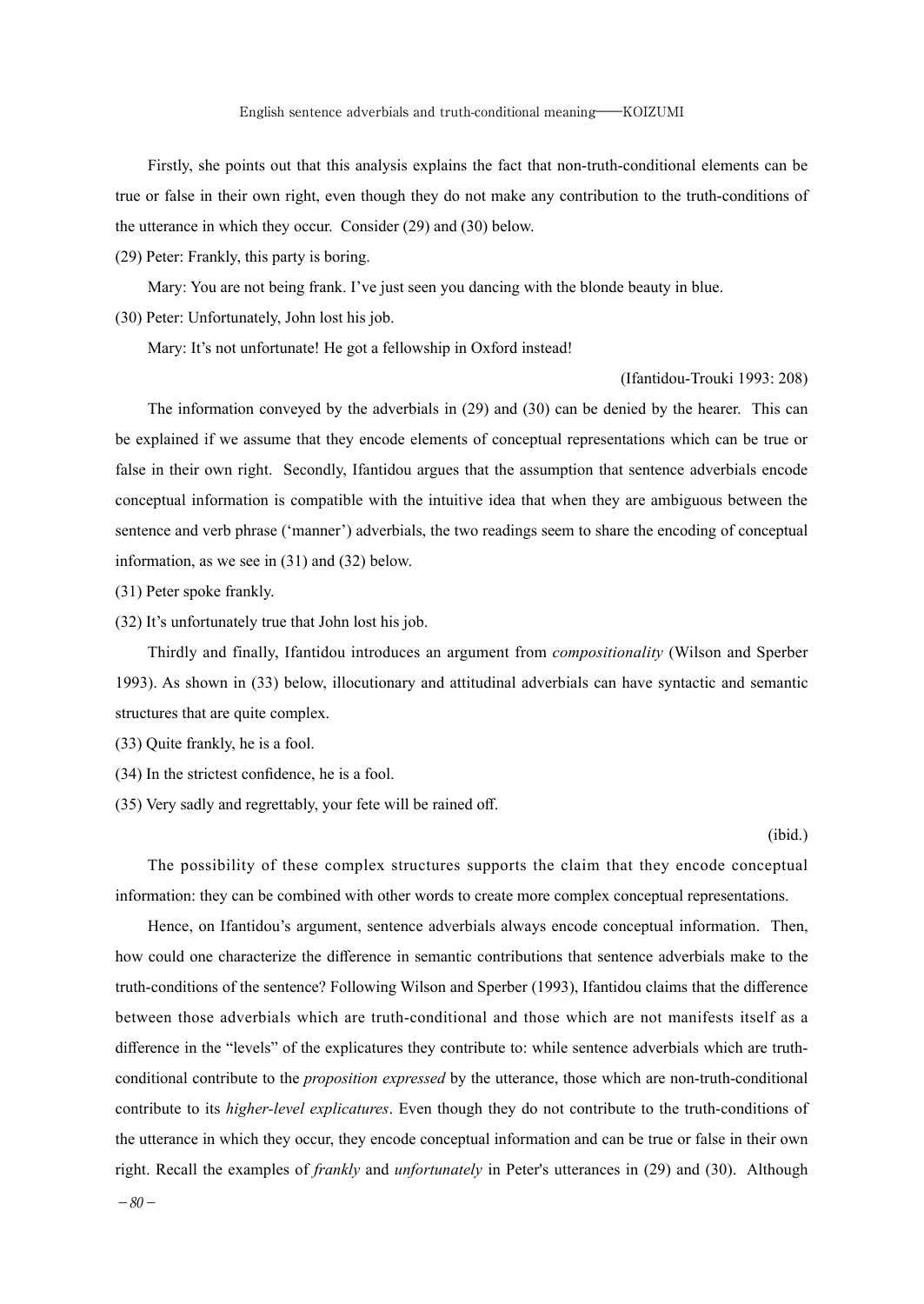Firstly, she points out that this analysis explains the fact that non-truth-conditional elements can be true or false in their own right, even though they do not make any contribution to the truth-conditions of the utterance in which they occur. Consider (29) and (30) below.

(29) Peter: Frankly, this party is boring.

Mary: You are not being frank. I've just seen you dancing with the blonde beauty in blue.

(30) Peter: Unfortunately, John lost his job.

Mary: It's not unfortunate! He got a fellowship in Oxford instead!

(Ifantidou-Trouki 1993: 208)

The information conveyed by the adverbials in (29) and (30) can be denied by the hearer. This can be explained if we assume that they encode elements of conceptual representations which can be true or false in their own right. Secondly, Ifantidou argues that the assumption that sentence adverbials encode conceptual information is compatible with the intuitive idea that when they are ambiguous between the sentence and verb phrase ('manner') adverbials, the two readings seem to share the encoding of conceptual information, as we see in (31) and (32) below.

(31) Peter spoke frankly.

(32) It's unfortunately true that John lost his job.

Thirdly and finally, Ifantidou introduces an argument from *compositionality* (Wilson and Sperber 1993). As shown in (33) below, illocutionary and attitudinal adverbials can have syntactic and semantic structures that are quite complex.

(33) Quite frankly, he is a fool.

(34) In the strictest confidence, he is a fool.

(35) Very sadly and regrettably, your fete will be rained off.

(ibid.)

The possibility of these complex structures supports the claim that they encode conceptual information: they can be combined with other words to create more complex conceptual representations.

Hence, on Ifantidou's argument, sentence adverbials always encode conceptual information. Then, how could one characterize the difference in semantic contributions that sentence adverbials make to the truth-conditions of the sentence? Following Wilson and Sperber (1993), Ifantidou claims that the difference between those adverbials which are truth-conditional and those which are not manifests itself as a difference in the "levels" of the explicatures they contribute to: while sentence adverbials which are truth-conditional contribute to the *proposition expressed* by the utterance, those which are non-truth-conditional contribute to its *higher-level explicatures*. Even though they do not contribute to the truth-conditions of the utterance in which they occur, they encode conceptual information and can be true or false in their own right. Recall the examples of *frankly* and *unfortunately* in Peter's utterances in (29) and (30). Although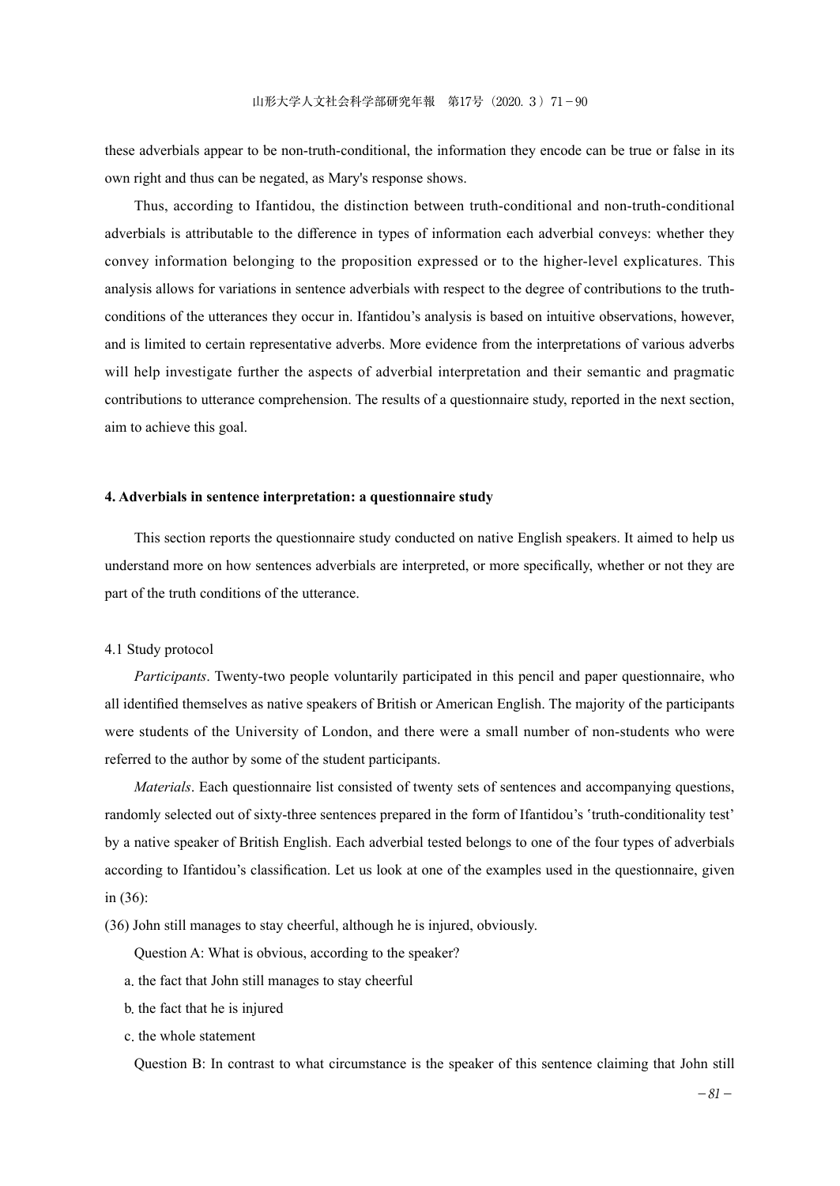these adverbials appear to be non-truth-conditional, the information they encode can be true or false in its own right and thus can be negated, as Mary's response shows.

Thus, according to Ifantidou, the distinction between truth-conditional and non-truth-conditional adverbials is attributable to the difference in types of information each adverbial conveys: whether they convey information belonging to the proposition expressed or to the higher-level explicatures. This analysis allows for variations in sentence adverbials with respect to the degree of contributions to the truth-conditions of the utterances they occur in. Ifantidou's analysis is based on intuitive observations, however, and is limited to certain representative adverbs. More evidence from the interpretations of various adverbs will help investigate further the aspects of adverbial interpretation and their semantic and pragmatic contributions to utterance comprehension. The results of a questionnaire study, reported in the next section, aim to achieve this goal.

## 4. Adverbials in sentence interpretation: a questionnaire study

This section reports the questionnaire study conducted on native English speakers. It aimed to help us understand more on how sentences adverbials are interpreted, or more specifically, whether or not they are part of the truth conditions of the utterance.

### 4.1 Study protocol

*Participants*. Twenty-two people voluntarily participated in this pencil and paper questionnaire, who all identified themselves as native speakers of British or American English. The majority of the participants were students of the University of London, and there were a small number of non-students who were referred to the author by some of the student participants.

*Materials*. Each questionnaire list consisted of twenty sets of sentences and accompanying questions, randomly selected out of sixty-three sentences prepared in the form of Ifantidou's 'truth-conditionality test' by a native speaker of British English. Each adverbial tested belongs to one of the four types of adverbials according to Ifantidou's classification. Let us look at one of the examples used in the questionnaire, given in (36):

(36) John still manages to stay cheerful, although he is injured, obviously.

Question A: What is obvious, according to the speaker?

a. the fact that John still manages to stay cheerful

b. the fact that he is injured

c. the whole statement

Question B: In contrast to what circumstance is the speaker of this sentence claiming that John still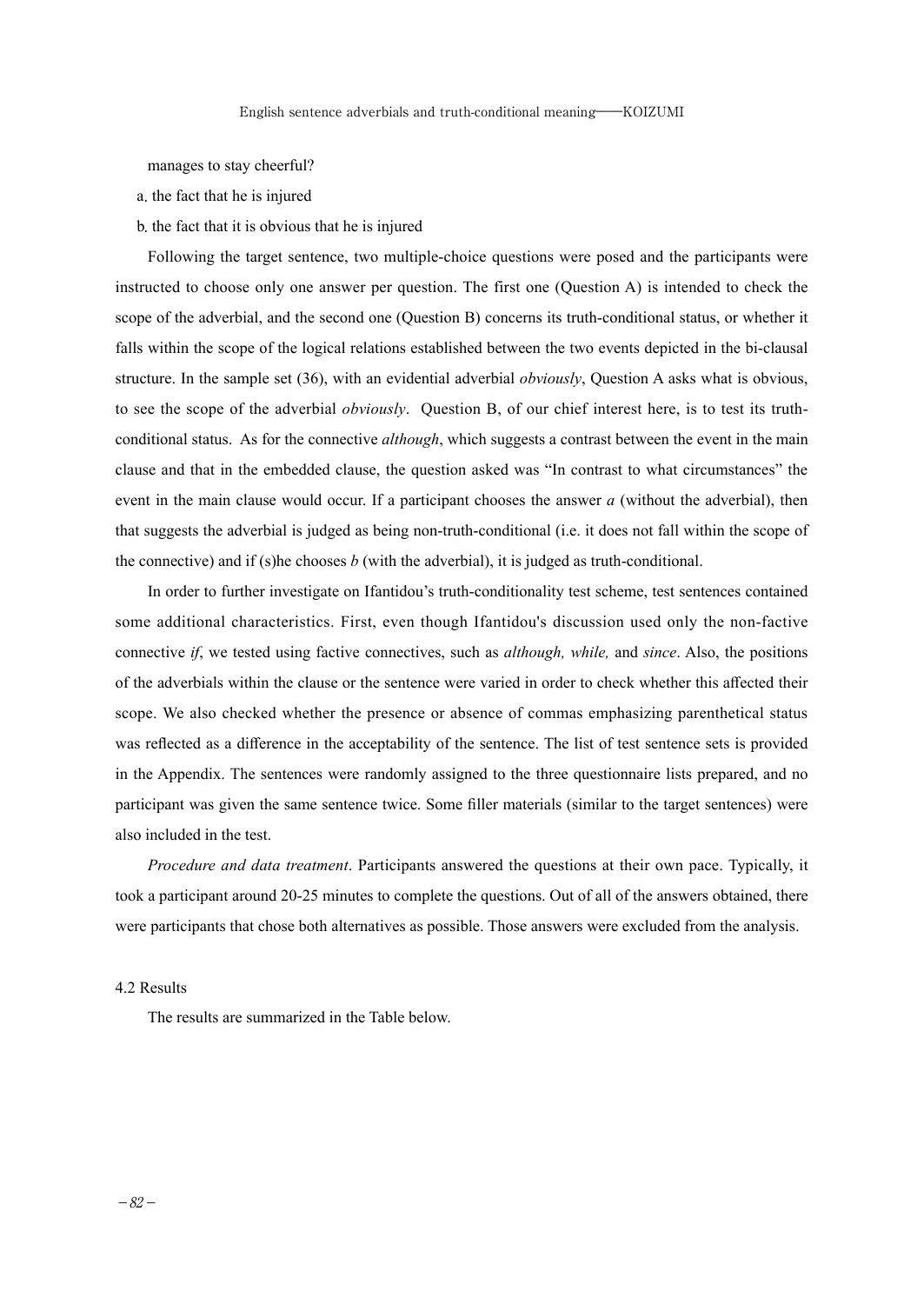manages to stay cheerful?

a. the fact that he is injured

b. the fact that it is obvious that he is injured

Following the target sentence, two multiple-choice questions were posed and the participants were instructed to choose only one answer per question. The first one (Question A) is intended to check the scope of the adverbial, and the second one (Question B) concerns its truth-conditional status, or whether it falls within the scope of the logical relations established between the two events depicted in the bi-clausal structure. In the sample set (36), with an evidential adverbial *obviously*, Question A asks what is obvious, to see the scope of the adverbial *obviously*. Question B, of our chief interest here, is to test its truth-conditional status. As for the connective *although*, which suggests a contrast between the event in the main clause and that in the embedded clause, the question asked was "In contrast to what circumstances" the event in the main clause would occur. If a participant chooses the answer *a* (without the adverbial), then that suggests the adverbial is judged as being non-truth-conditional (i.e. it does not fall within the scope of the connective) and if (s)he chooses *b* (with the adverbial), it is judged as truth-conditional.

In order to further investigate on Ifantidou's truth-conditionality test scheme, test sentences contained some additional characteristics. First, even though Ifantidou's discussion used only the non-factive connective *if*, we tested using factive connectives, such as *although, while,* and *since*. Also, the positions of the adverbials within the clause or the sentence were varied in order to check whether this affected their scope. We also checked whether the presence or absence of commas emphasizing parenthetical status was reflected as a difference in the acceptability of the sentence. The list of test sentence sets is provided in the Appendix. The sentences were randomly assigned to the three questionnaire lists prepared, and no participant was given the same sentence twice. Some filler materials (similar to the target sentences) were also included in the test.

*Procedure and data treatment*. Participants answered the questions at their own pace. Typically, it took a participant around 20-25 minutes to complete the questions. Out of all of the answers obtained, there were participants that chose both alternatives as possible. Those answers were excluded from the analysis.

### 4.2 Results

The results are summarized in the Table below.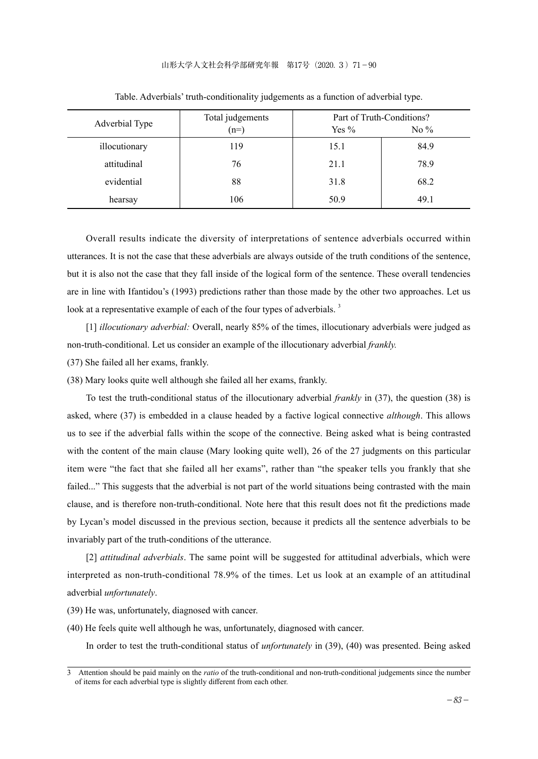Table. Adverbials' truth-conditionality judgements as a function of adverbial type.

| Adverbial Type | Total judgements (n=) | Part of Truth-Conditions? Yes % | No % |
|---|---|---|---|
| illocutionary | 119 | 15.1 | 84.9 |
| attitudinal | 76 | 21.1 | 78.9 |
| evidential | 88 | 31.8 | 68.2 |
| hearsay | 106 | 50.9 | 49.1 |

Overall results indicate the diversity of interpretations of sentence adverbials occurred within utterances. It is not the case that these adverbials are always outside of the truth conditions of the sentence, but it is also not the case that they fall inside of the logical form of the sentence. These overall tendencies are in line with Ifantidou's (1993) predictions rather than those made by the other two approaches. Let us look at a representative example of each of the four types of adverbials. [3]

[1] *illocutionary adverbial:* Overall, nearly 85% of the times, illocutionary adverbials were judged as non-truth-conditional. Let us consider an example of the illocutionary adverbial *frankly.*

(37) She failed all her exams, frankly.

(38) Mary looks quite well although she failed all her exams, frankly.

To test the truth-conditional status of the illocutionary adverbial *frankly* in (37), the question (38) is asked, where (37) is embedded in a clause headed by a factive logical connective *although*. This allows us to see if the adverbial falls within the scope of the connective. Being asked what is being contrasted with the content of the main clause (Mary looking quite well), 26 of the 27 judgments on this particular item were "the fact that she failed all her exams", rather than "the speaker tells you frankly that she failed..." This suggests that the adverbial is not part of the world situations being contrasted with the main clause, and is therefore non-truth-conditional. Note here that this result does not fit the predictions made by Lycan's model discussed in the previous section, because it predicts all the sentence adverbials to be invariably part of the truth-conditions of the utterance.

[2] *attitudinal adverbials*. The same point will be suggested for attitudinal adverbials, which were interpreted as non-truth-conditional 78.9% of the times. Let us look at an example of an attitudinal adverbial *unfortunately*.

(39) He was, unfortunately, diagnosed with cancer.

(40) He feels quite well although he was, unfortunately, diagnosed with cancer.

In order to test the truth-conditional status of *unfortunately* in (39), (40) was presented. Being asked

---

3 Attention should be paid mainly on the *ratio* of the truth-conditional and non-truth-conditional judgements since the number of items for each adverbial type is slightly different from each other.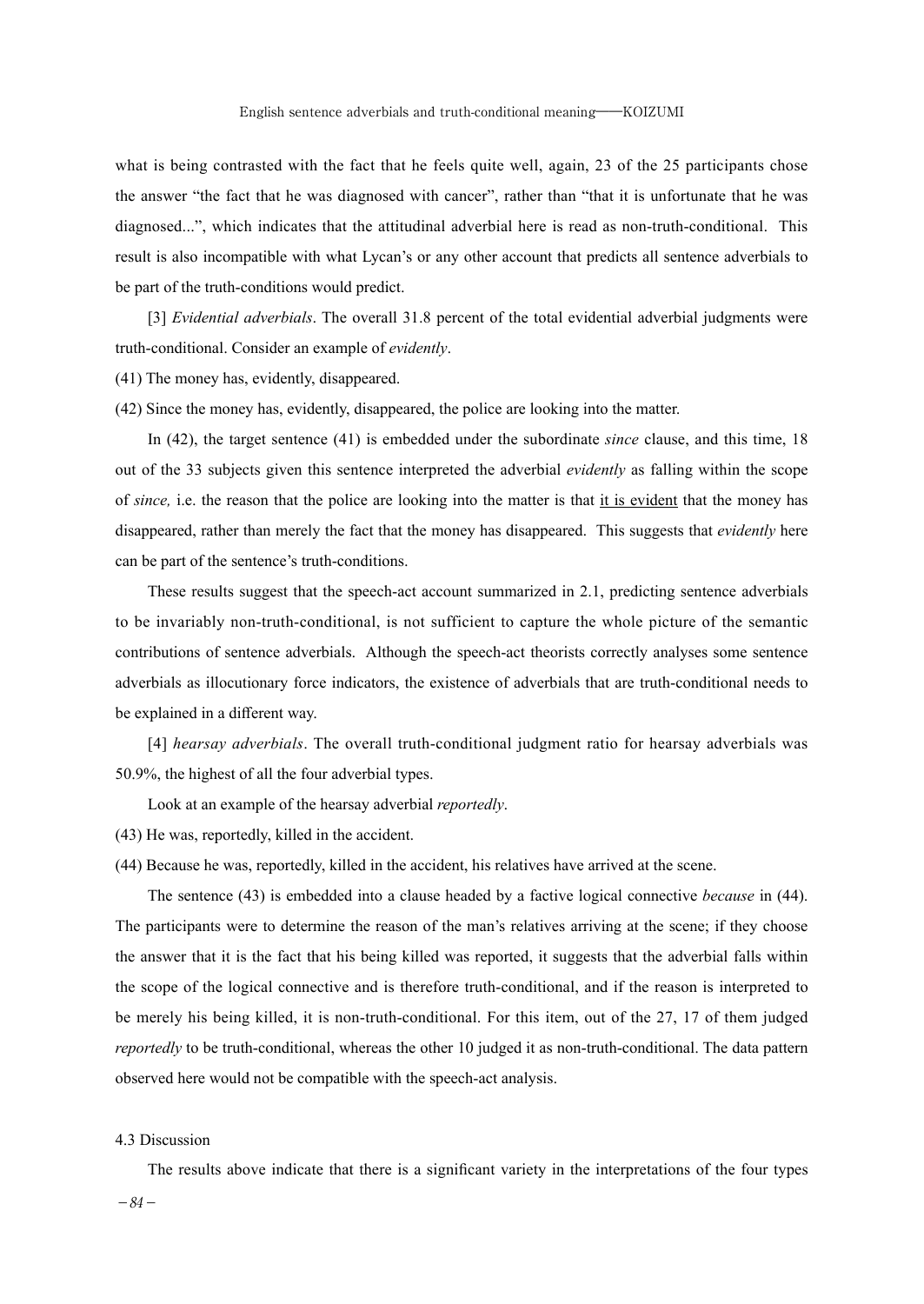what is being contrasted with the fact that he feels quite well, again, 23 of the 25 participants chose the answer "the fact that he was diagnosed with cancer", rather than "that it is unfortunate that he was diagnosed...", which indicates that the attitudinal adverbial here is read as non-truth-conditional. This result is also incompatible with what Lycan's or any other account that predicts all sentence adverbials to be part of the truth-conditions would predict.

[3] *Evidential adverbials*. The overall 31.8 percent of the total evidential adverbial judgments were truth-conditional. Consider an example of *evidently*.

(41) The money has, evidently, disappeared.

(42) Since the money has, evidently, disappeared, the police are looking into the matter.

In (42), the target sentence (41) is embedded under the subordinate *since* clause, and this time, 18 out of the 33 subjects given this sentence interpreted the adverbial *evidently* as falling within the scope of *since,* i.e. the reason that the police are looking into the matter is that <u>it is evident</u> that the money has disappeared, rather than merely the fact that the money has disappeared. This suggests that *evidently* here can be part of the sentence's truth-conditions.

These results suggest that the speech-act account summarized in 2.1, predicting sentence adverbials to be invariably non-truth-conditional, is not sufficient to capture the whole picture of the semantic contributions of sentence adverbials. Although the speech-act theorists correctly analyses some sentence adverbials as illocutionary force indicators, the existence of adverbials that are truth-conditional needs to be explained in a different way.

[4] *hearsay adverbials*. The overall truth-conditional judgment ratio for hearsay adverbials was 50.9%, the highest of all the four adverbial types.

Look at an example of the hearsay adverbial *reportedly*.

(43) He was, reportedly, killed in the accident.

(44) Because he was, reportedly, killed in the accident, his relatives have arrived at the scene.

The sentence (43) is embedded into a clause headed by a factive logical connective *because* in (44). The participants were to determine the reason of the man's relatives arriving at the scene; if they choose the answer that it is the fact that his being killed was reported, it suggests that the adverbial falls within the scope of the logical connective and is therefore truth-conditional, and if the reason is interpreted to be merely his being killed, it is non-truth-conditional. For this item, out of the 27, 17 of them judged *reportedly* to be truth-conditional, whereas the other 10 judged it as non-truth-conditional. The data pattern observed here would not be compatible with the speech-act analysis.

### 4.3 Discussion

The results above indicate that there is a significant variety in the interpretations of the four types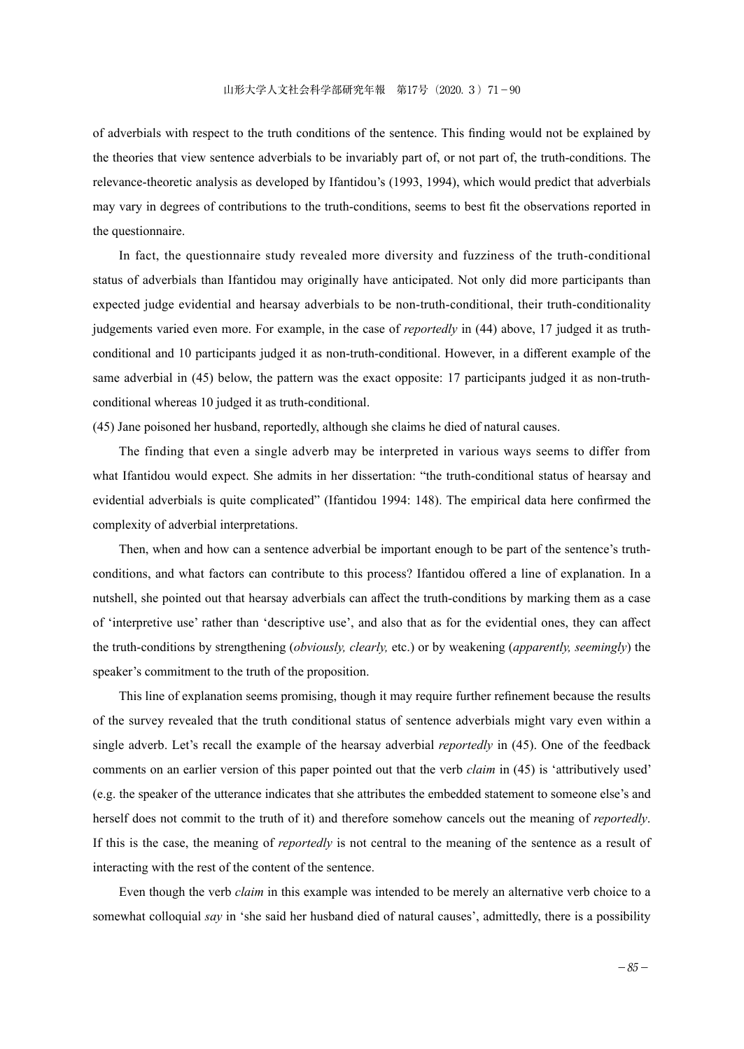of adverbials with respect to the truth conditions of the sentence. This finding would not be explained by the theories that view sentence adverbials to be invariably part of, or not part of, the truth-conditions. The relevance-theoretic analysis as developed by Ifantidou's (1993, 1994), which would predict that adverbials may vary in degrees of contributions to the truth-conditions, seems to best fit the observations reported in the questionnaire.

In fact, the questionnaire study revealed more diversity and fuzziness of the truth-conditional status of adverbials than Ifantidou may originally have anticipated. Not only did more participants than expected judge evidential and hearsay adverbials to be non-truth-conditional, their truth-conditionality judgements varied even more. For example, in the case of *reportedly* in (44) above, 17 judged it as truth-conditional and 10 participants judged it as non-truth-conditional. However, in a different example of the same adverbial in (45) below, the pattern was the exact opposite: 17 participants judged it as non-truth-conditional whereas 10 judged it as truth-conditional.

(45) Jane poisoned her husband, reportedly, although she claims he died of natural causes.

The finding that even a single adverb may be interpreted in various ways seems to differ from what Ifantidou would expect. She admits in her dissertation: "the truth-conditional status of hearsay and evidential adverbials is quite complicated" (Ifantidou 1994: 148). The empirical data here confirmed the complexity of adverbial interpretations.

Then, when and how can a sentence adverbial be important enough to be part of the sentence's truth-conditions, and what factors can contribute to this process? Ifantidou offered a line of explanation. In a nutshell, she pointed out that hearsay adverbials can affect the truth-conditions by marking them as a case of 'interpretive use' rather than 'descriptive use', and also that as for the evidential ones, they can affect the truth-conditions by strengthening (*obviously, clearly,* etc.) or by weakening (*apparently, seemingly*) the speaker's commitment to the truth of the proposition.

This line of explanation seems promising, though it may require further refinement because the results of the survey revealed that the truth conditional status of sentence adverbials might vary even within a single adverb. Let's recall the example of the hearsay adverbial *reportedly* in (45). One of the feedback comments on an earlier version of this paper pointed out that the verb *claim* in (45) is 'attributively used' (e.g. the speaker of the utterance indicates that she attributes the embedded statement to someone else's and herself does not commit to the truth of it) and therefore somehow cancels out the meaning of *reportedly*. If this is the case, the meaning of *reportedly* is not central to the meaning of the sentence as a result of interacting with the rest of the content of the sentence.

Even though the verb *claim* in this example was intended to be merely an alternative verb choice to a somewhat colloquial *say* in 'she said her husband died of natural causes', admittedly, there is a possibility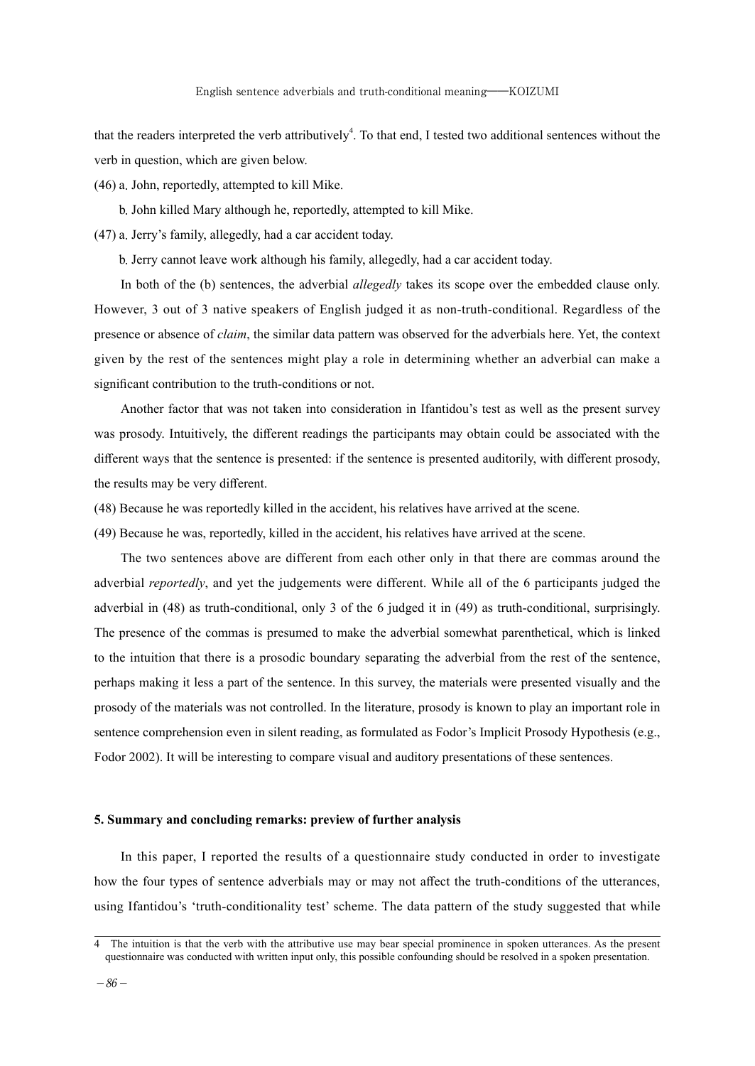that the readers interpreted the verb attributively[4]. To that end, I tested two additional sentences without the verb in question, which are given below.

(46) a. John, reportedly, attempted to kill Mike.

b. John killed Mary although he, reportedly, attempted to kill Mike.

(47) a. Jerry's family, allegedly, had a car accident today.

b. Jerry cannot leave work although his family, allegedly, had a car accident today.

In both of the (b) sentences, the adverbial *allegedly* takes its scope over the embedded clause only. However, 3 out of 3 native speakers of English judged it as non-truth-conditional. Regardless of the presence or absence of *claim*, the similar data pattern was observed for the adverbials here. Yet, the context given by the rest of the sentences might play a role in determining whether an adverbial can make a significant contribution to the truth-conditions or not.

Another factor that was not taken into consideration in Ifantidou's test as well as the present survey was prosody. Intuitively, the different readings the participants may obtain could be associated with the different ways that the sentence is presented: if the sentence is presented auditorily, with different prosody, the results may be very different.

(48) Because he was reportedly killed in the accident, his relatives have arrived at the scene.

(49) Because he was, reportedly, killed in the accident, his relatives have arrived at the scene.

The two sentences above are different from each other only in that there are commas around the adverbial *reportedly*, and yet the judgements were different. While all of the 6 participants judged the adverbial in (48) as truth-conditional, only 3 of the 6 judged it in (49) as truth-conditional, surprisingly. The presence of the commas is presumed to make the adverbial somewhat parenthetical, which is linked to the intuition that there is a prosodic boundary separating the adverbial from the rest of the sentence, perhaps making it less a part of the sentence. In this survey, the materials were presented visually and the prosody of the materials was not controlled. In the literature, prosody is known to play an important role in sentence comprehension even in silent reading, as formulated as Fodor's Implicit Prosody Hypothesis (e.g., Fodor 2002). It will be interesting to compare visual and auditory presentations of these sentences.

## 5. Summary and concluding remarks: preview of further analysis

In this paper, I reported the results of a questionnaire study conducted in order to investigate how the four types of sentence adverbials may or may not affect the truth-conditions of the utterances, using Ifantidou's 'truth-conditionality test' scheme. The data pattern of the study suggested that while

---

4 The intuition is that the verb with the attributive use may bear special prominence in spoken utterances. As the present questionnaire was conducted with written input only, this possible confounding should be resolved in a spoken presentation.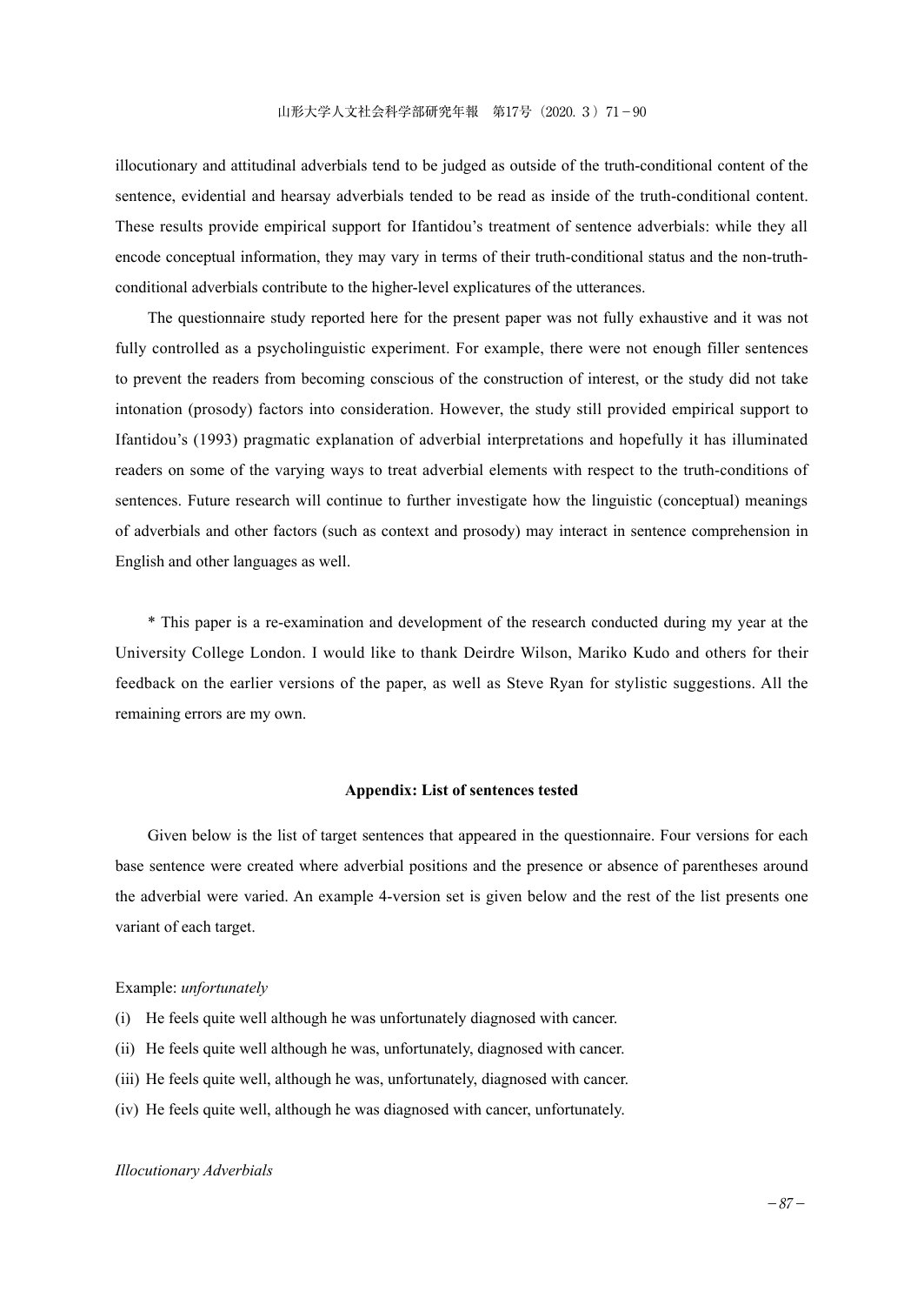illocutionary and attitudinal adverbials tend to be judged as outside of the truth-conditional content of the sentence, evidential and hearsay adverbials tended to be read as inside of the truth-conditional content. These results provide empirical support for Ifantidou's treatment of sentence adverbials: while they all encode conceptual information, they may vary in terms of their truth-conditional status and the non-truth-conditional adverbials contribute to the higher-level explicatures of the utterances.

The questionnaire study reported here for the present paper was not fully exhaustive and it was not fully controlled as a psycholinguistic experiment. For example, there were not enough filler sentences to prevent the readers from becoming conscious of the construction of interest, or the study did not take intonation (prosody) factors into consideration. However, the study still provided empirical support to Ifantidou's (1993) pragmatic explanation of adverbial interpretations and hopefully it has illuminated readers on some of the varying ways to treat adverbial elements with respect to the truth-conditions of sentences. Future research will continue to further investigate how the linguistic (conceptual) meanings of adverbials and other factors (such as context and prosody) may interact in sentence comprehension in English and other languages as well.

\* This paper is a re-examination and development of the research conducted during my year at the University College London. I would like to thank Deirdre Wilson, Mariko Kudo and others for their feedback on the earlier versions of the paper, as well as Steve Ryan for stylistic suggestions. All the remaining errors are my own.

## Appendix: List of sentences tested

Given below is the list of target sentences that appeared in the questionnaire. Four versions for each base sentence were created where adverbial positions and the presence or absence of parentheses around the adverbial were varied. An example 4-version set is given below and the rest of the list presents one variant of each target.

Example: *unfortunately*

(i) He feels quite well although he was unfortunately diagnosed with cancer.

(ii) He feels quite well although he was, unfortunately, diagnosed with cancer.

(iii) He feels quite well, although he was, unfortunately, diagnosed with cancer.

(iv) He feels quite well, although he was diagnosed with cancer, unfortunately.

*Illocutionary Adverbials*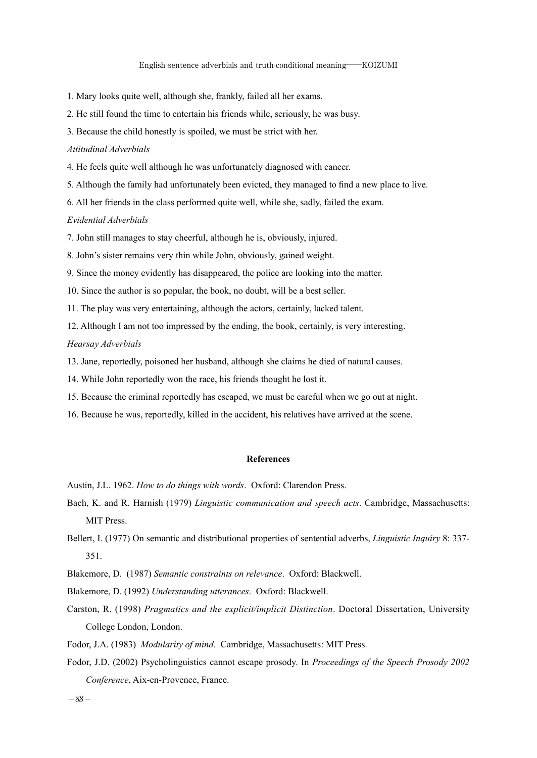1. Mary looks quite well, although she, frankly, failed all her exams.

2. He still found the time to entertain his friends while, seriously, he was busy.

3. Because the child honestly is spoiled, we must be strict with her.

*Attitudinal Adverbials*

4. He feels quite well although he was unfortunately diagnosed with cancer.

5. Although the family had unfortunately been evicted, they managed to find a new place to live.

6. All her friends in the class performed quite well, while she, sadly, failed the exam.

*Evidential Adverbials*

7. John still manages to stay cheerful, although he is, obviously, injured.

8. John's sister remains very thin while John, obviously, gained weight.

9. Since the money evidently has disappeared, the police are looking into the matter.

10. Since the author is so popular, the book, no doubt, will be a best seller.

11. The play was very entertaining, although the actors, certainly, lacked talent.

12. Although I am not too impressed by the ending, the book, certainly, is very interesting.

*Hearsay Adverbials*

13. Jane, reportedly, poisoned her husband, although she claims he died of natural causes.

14. While John reportedly won the race, his friends thought he lost it.

15. Because the criminal reportedly has escaped, we must be careful when we go out at night.

16. Because he was, reportedly, killed in the accident, his relatives have arrived at the scene.

## References

Austin, J.L. 1962. *How to do things with words*. Oxford: Clarendon Press.

Bach, K. and R. Harnish (1979) *Linguistic communication and speech acts*. Cambridge, Massachusetts: MIT Press.

Bellert, I. (1977) On semantic and distributional properties of sentential adverbs, *Linguistic Inquiry* 8: 337-351.

Blakemore, D. (1987) *Semantic constraints on relevance*. Oxford: Blackwell.

Blakemore, D. (1992) *Understanding utterances*. Oxford: Blackwell.

Carston, R. (1998) *Pragmatics and the explicit/implicit Distinction*. Doctoral Dissertation, University College London, London.

Fodor, J.A. (1983) *Modularity of mind*. Cambridge, Massachusetts: MIT Press.

Fodor, J.D. (2002) Psycholinguistics cannot escape prosody. In *Proceedings of the Speech Prosody 2002 Conference*, Aix-en-Provence, France.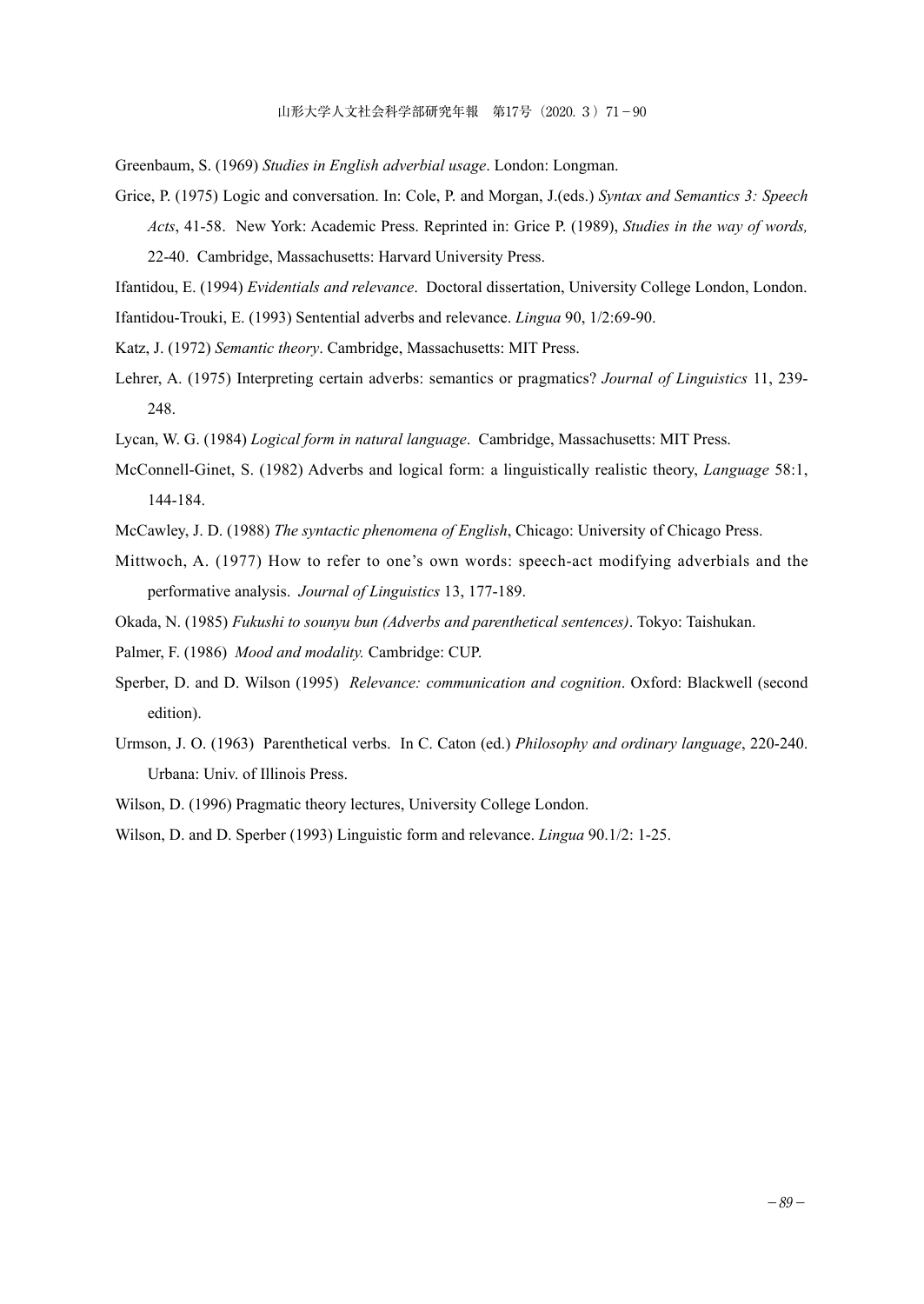Greenbaum, S. (1969) *Studies in English adverbial usage*. London: Longman.

Grice, P. (1975) Logic and conversation. In: Cole, P. and Morgan, J.(eds.) *Syntax and Semantics 3: Speech Acts*, 41-58. New York: Academic Press. Reprinted in: Grice P. (1989), *Studies in the way of words,* 22-40. Cambridge, Massachusetts: Harvard University Press.

Ifantidou, E. (1994) *Evidentials and relevance*. Doctoral dissertation, University College London, London.

Ifantidou-Trouki, E. (1993) Sentential adverbs and relevance. *Lingua* 90, 1/2:69-90.

Katz, J. (1972) *Semantic theory*. Cambridge, Massachusetts: MIT Press.

Lehrer, A. (1975) Interpreting certain adverbs: semantics or pragmatics? *Journal of Linguistics* 11, 239-248.

Lycan, W. G. (1984) *Logical form in natural language*. Cambridge, Massachusetts: MIT Press.

McConnell-Ginet, S. (1982) Adverbs and logical form: a linguistically realistic theory, *Language* 58:1, 144-184.

McCawley, J. D. (1988) *The syntactic phenomena of English*, Chicago: University of Chicago Press.

Mittwoch, A. (1977) How to refer to one's own words: speech-act modifying adverbials and the performative analysis. *Journal of Linguistics* 13, 177-189.

Okada, N. (1985) *Fukushi to sounyu bun (Adverbs and parenthetical sentences)*. Tokyo: Taishukan.

Palmer, F. (1986) *Mood and modality.* Cambridge: CUP.

Sperber, D. and D. Wilson (1995) *Relevance: communication and cognition*. Oxford: Blackwell (second edition).

Urmson, J. O. (1963) Parenthetical verbs. In C. Caton (ed.) *Philosophy and ordinary language*, 220-240. Urbana: Univ. of Illinois Press.

Wilson, D. (1996) Pragmatic theory lectures, University College London.

Wilson, D. and D. Sperber (1993) Linguistic form and relevance. *Lingua* 90.1/2: 1-25.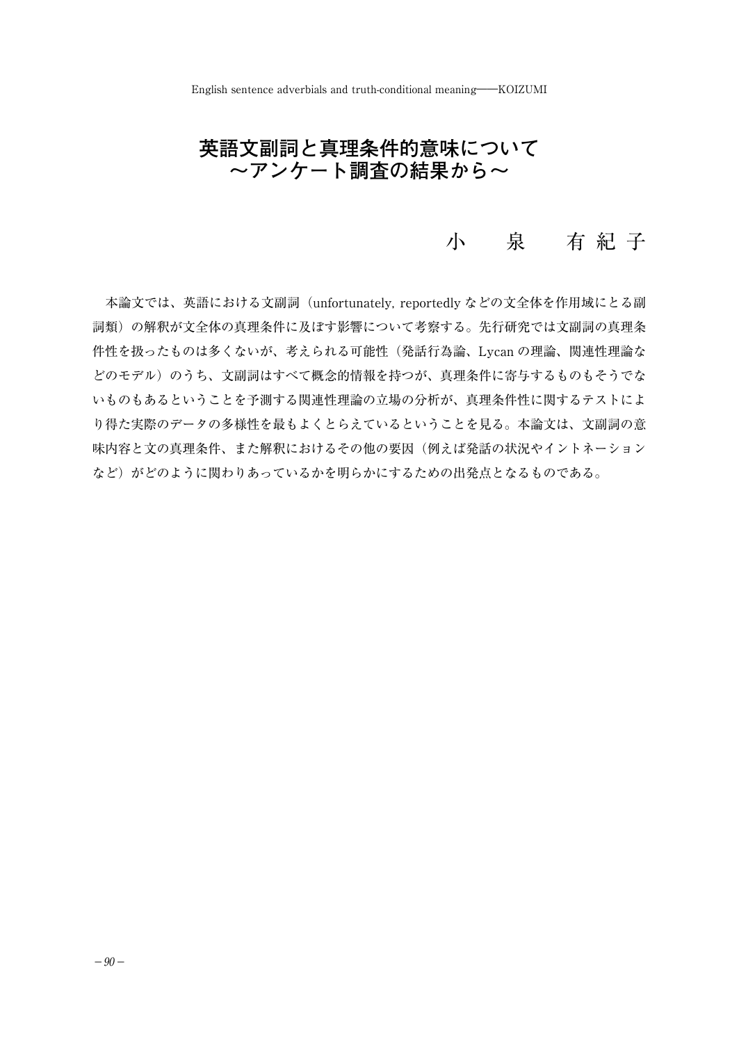# 英語文副詞と真理条件的意味について
## ～アンケート調査の結果から～

小　泉　有 紀 子

本論文では、英語における文副詞（unfortunately, reportedly などの文全体を作用域にとる副詞類）の解釈が文全体の真理条件に及ぼす影響について考察する。先行研究では文副詞の真理条件性を扱ったものは多くないが、考えられる可能性（発話行為論、Lycan の理論、関連性理論などのモデル）のうち、文副詞はすべて概念的情報を持つが、真理条件に寄与するものもそうでないものもあるということを予測する関連性理論の立場の分析が、真理条件性に関するテストにより得た実際のデータの多様性を最もよくとらえているということを見る。本論文は、文副詞の意味内容と文の真理条件、また解釈におけるその他の要因（例えば発話の状況やイントネーションなど）がどのように関わりあっているかを明らかにするための出発点となるものである。